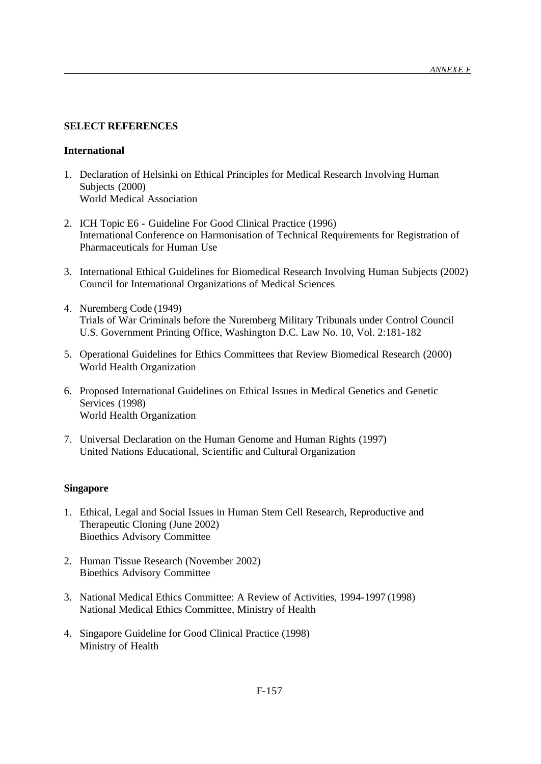## SELECT REFERENCES

### International

1. Declaration of Helsinki on Ethical Principles for Medical Research Involving Human Subjects (2000)
   World Medical Association

2. ICH Topic E6 - Guideline For Good Clinical Practice (1996)
   International Conference on Harmonisation of Technical Requirements for Registration of Pharmaceuticals for Human Use

3. International Ethical Guidelines for Biomedical Research Involving Human Subjects (2002)
   Council for International Organizations of Medical Sciences

4. Nuremberg Code (1949)
   Trials of War Criminals before the Nuremberg Military Tribunals under Control Council U.S. Government Printing Office, Washington D.C. Law No. 10, Vol. 2:181-182

5. Operational Guidelines for Ethics Committees that Review Biomedical Research (2000)
   World Health Organization

6. Proposed International Guidelines on Ethical Issues in Medical Genetics and Genetic Services (1998)
   World Health Organization

7. Universal Declaration on the Human Genome and Human Rights (1997)
   United Nations Educational, Scientific and Cultural Organization

### Singapore

1. Ethical, Legal and Social Issues in Human Stem Cell Research, Reproductive and Therapeutic Cloning (June 2002)
   Bioethics Advisory Committee

2. Human Tissue Research (November 2002)
   Bioethics Advisory Committee

3. National Medical Ethics Committee: A Review of Activities, 1994-1997 (1998)
   National Medical Ethics Committee, Ministry of Health

4. Singapore Guideline for Good Clinical Practice (1998)
   Ministry of Health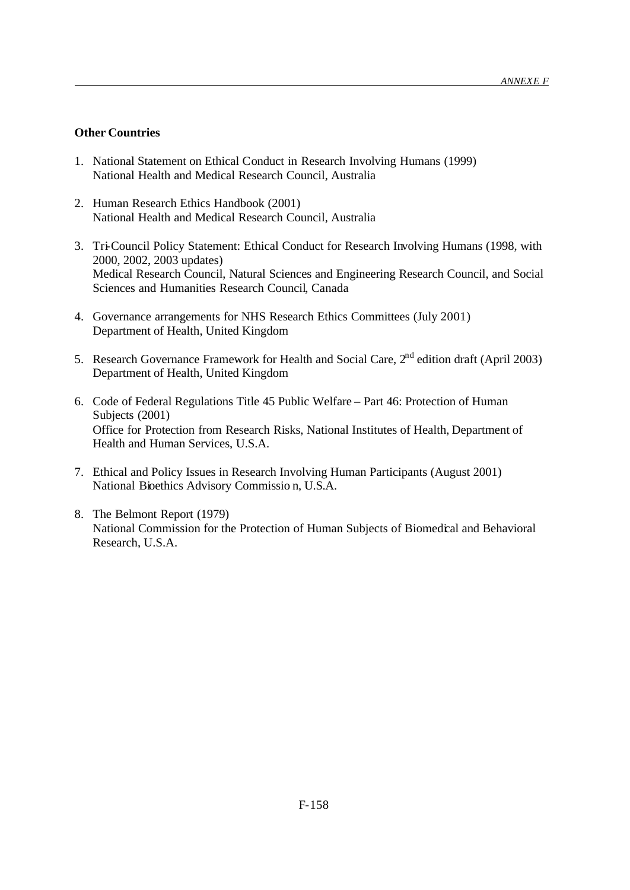**Other Countries**

1. National Statement on Ethical Conduct in Research Involving Humans (1999)
   National Health and Medical Research Council, Australia

2. Human Research Ethics Handbook (2001)
   National Health and Medical Research Council, Australia

3. Tri-Council Policy Statement: Ethical Conduct for Research Involving Humans (1998, with 2000, 2002, 2003 updates)
   Medical Research Council, Natural Sciences and Engineering Research Council, and Social Sciences and Humanities Research Council, Canada

4. Governance arrangements for NHS Research Ethics Committees (July 2001)
   Department of Health, United Kingdom

5. Research Governance Framework for Health and Social Care, 2nd edition draft (April 2003)
   Department of Health, United Kingdom

6. Code of Federal Regulations Title 45 Public Welfare – Part 46: Protection of Human Subjects (2001)
   Office for Protection from Research Risks, National Institutes of Health, Department of Health and Human Services, U.S.A.

7. Ethical and Policy Issues in Research Involving Human Participants (August 2001)
   National Bioethics Advisory Commission, U.S.A.

8. The Belmont Report (1979)
   National Commission for the Protection of Human Subjects of Biomedical and Behavioral Research, U.S.A.